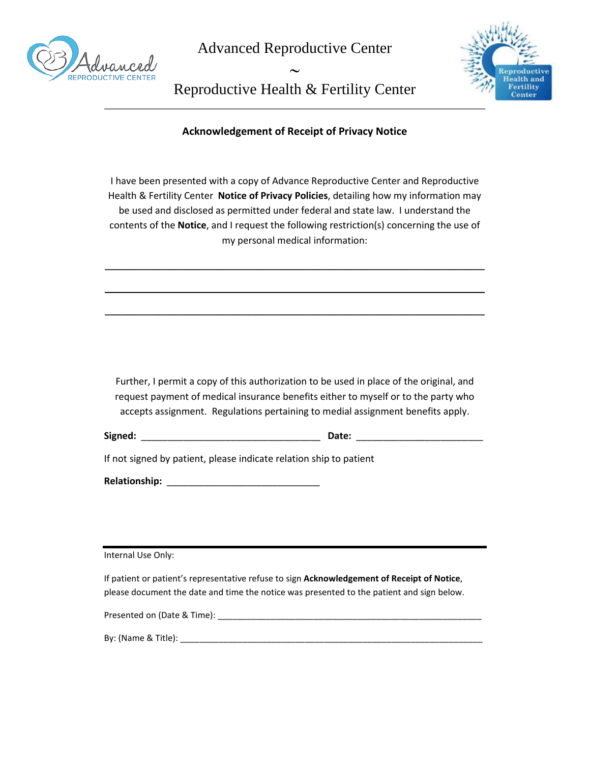Advanced Reproductive Center

~

Reproductive Health & Fertility Center

---

**Acknowledgement of Receipt of Privacy Notice**

I have been presented with a copy of Advance Reproductive Center and Reproductive Health & Fertility Center **Notice of Privacy Policies**, detailing how my information may be used and disclosed as permitted under federal and state law. I understand the contents of the **Notice**, and I request the following restriction(s) concerning the use of my personal medical information:

_______________________________________________________________________

_______________________________________________________________________

_______________________________________________________________________

Further, I permit a copy of this authorization to be used in place of the original, and request payment of medical insurance benefits either to myself or to the party who accepts assignment. Regulations pertaining to medial assignment benefits apply.

**Signed:** ___________________________________ **Date:** _________________________

If not signed by patient, please indicate relation ship to patient

**Relationship:** ______________________________

---

Internal Use Only:

If patient or patient's representative refuse to sign **Acknowledgement of Receipt of Notice**, please document the date and time the notice was presented to the patient and sign below.

Presented on (Date & Time): _________________________________________________________

By: (Name & Title): _________________________________________________________________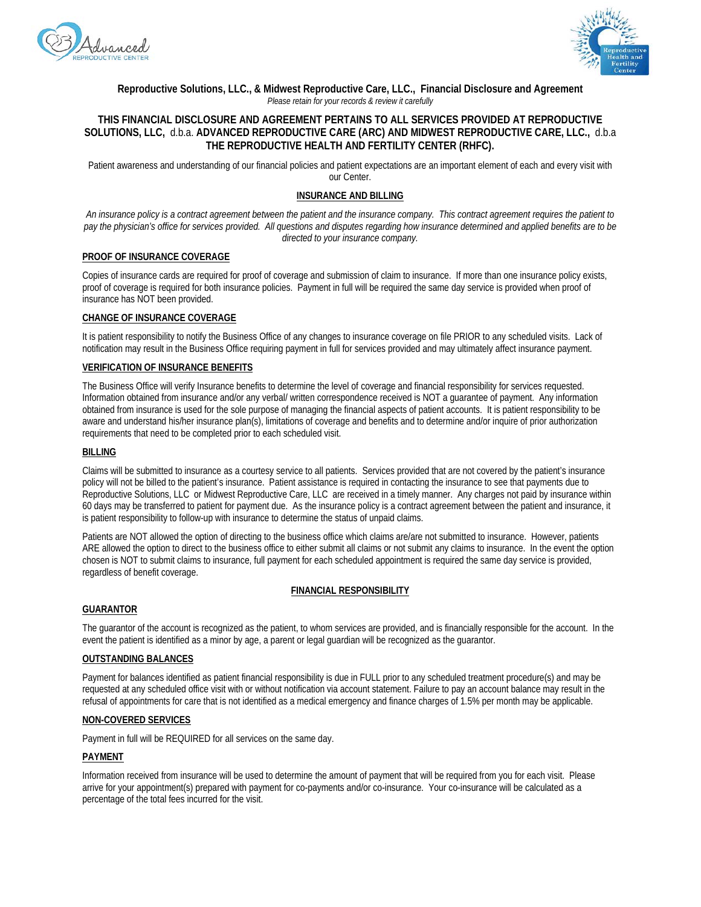**Reproductive Solutions, LLC., & Midwest Reproductive Care, LLC., Financial Disclosure and Agreement**

*Please retain for your records & review it carefully*

**THIS FINANCIAL DISCLOSURE AND AGREEMENT PERTAINS TO ALL SERVICES PROVIDED AT REPRODUCTIVE SOLUTIONS, LLC,** d.b.a. **ADVANCED REPRODUCTIVE CARE (ARC) AND MIDWEST REPRODUCTIVE CARE, LLC.,** d.b.a **THE REPRODUCTIVE HEALTH AND FERTILITY CENTER (RHFC).**

Patient awareness and understanding of our financial policies and patient expectations are an important element of each and every visit with our Center.

## INSURANCE AND BILLING

*An insurance policy is a contract agreement between the patient and the insurance company. This contract agreement requires the patient to pay the physician's office for services provided. All questions and disputes regarding how insurance determined and applied benefits are to be directed to your insurance company.*

### PROOF OF INSURANCE COVERAGE

Copies of insurance cards are required for proof of coverage and submission of claim to insurance. If more than one insurance policy exists, proof of coverage is required for both insurance policies. Payment in full will be required the same day service is provided when proof of insurance has NOT been provided.

### CHANGE OF INSURANCE COVERAGE

It is patient responsibility to notify the Business Office of any changes to insurance coverage on file PRIOR to any scheduled visits. Lack of notification may result in the Business Office requiring payment in full for services provided and may ultimately affect insurance payment.

### VERIFICATION OF INSURANCE BENEFITS

The Business Office will verify Insurance benefits to determine the level of coverage and financial responsibility for services requested. Information obtained from insurance and/or any verbal/ written correspondence received is NOT a guarantee of payment. Any information obtained from insurance is used for the sole purpose of managing the financial aspects of patient accounts. It is patient responsibility to be aware and understand his/her insurance plan(s), limitations of coverage and benefits and to determine and/or inquire of prior authorization requirements that need to be completed prior to each scheduled visit.

### BILLING

Claims will be submitted to insurance as a courtesy service to all patients. Services provided that are not covered by the patient's insurance policy will not be billed to the patient's insurance. Patient assistance is required in contacting the insurance to see that payments due to Reproductive Solutions, LLC or Midwest Reproductive Care, LLC are received in a timely manner. Any charges not paid by insurance within 60 days may be transferred to patient for payment due. As the insurance policy is a contract agreement between the patient and insurance, it is patient responsibility to follow-up with insurance to determine the status of unpaid claims.

Patients are NOT allowed the option of directing to the business office which claims are/are not submitted to insurance. However, patients ARE allowed the option to direct to the business office to either submit all claims or not submit any claims to insurance. In the event the option chosen is NOT to submit claims to insurance, full payment for each scheduled appointment is required the same day service is provided, regardless of benefit coverage.

## FINANCIAL RESPONSIBILITY

### GUARANTOR

The guarantor of the account is recognized as the patient, to whom services are provided, and is financially responsible for the account. In the event the patient is identified as a minor by age, a parent or legal guardian will be recognized as the guarantor.

### OUTSTANDING BALANCES

Payment for balances identified as patient financial responsibility is due in FULL prior to any scheduled treatment procedure(s) and may be requested at any scheduled office visit with or without notification via account statement. Failure to pay an account balance may result in the refusal of appointments for care that is not identified as a medical emergency and finance charges of 1.5% per month may be applicable.

### NON-COVERED SERVICES

Payment in full will be REQUIRED for all services on the same day.

### PAYMENT

Information received from insurance will be used to determine the amount of payment that will be required from you for each visit. Please arrive for your appointment(s) prepared with payment for co-payments and/or co-insurance. Your co-insurance will be calculated as a percentage of the total fees incurred for the visit.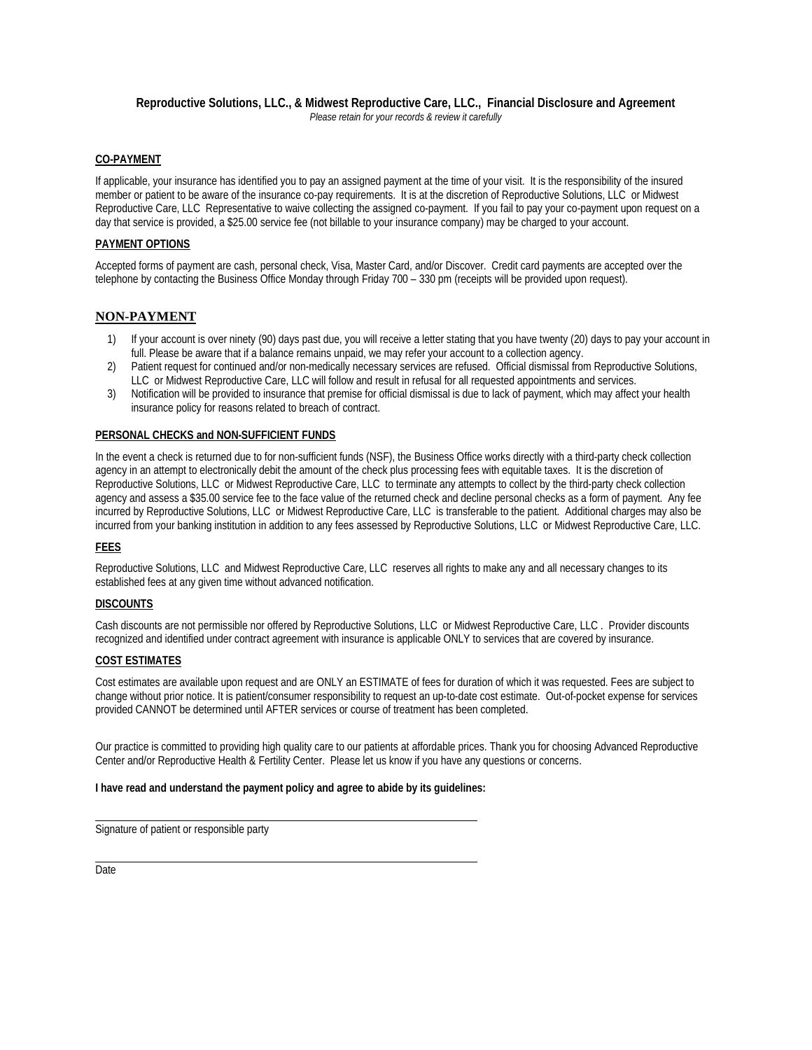**Reproductive Solutions, LLC., & Midwest Reproductive Care, LLC., Financial Disclosure and Agreement**

*Please retain for your records & review it carefully*

**CO-PAYMENT**

If applicable, your insurance has identified you to pay an assigned payment at the time of your visit. It is the responsibility of the insured member or patient to be aware of the insurance co-pay requirements. It is at the discretion of Reproductive Solutions, LLC or Midwest Reproductive Care, LLC Representative to waive collecting the assigned co-payment. If you fail to pay your co-payment upon request on a day that service is provided, a $25.00 service fee (not billable to your insurance company) may be charged to your account.

**PAYMENT OPTIONS**

Accepted forms of payment are cash, personal check, Visa, Master Card, and/or Discover. Credit card payments are accepted over the telephone by contacting the Business Office Monday through Friday 700 – 330 pm (receipts will be provided upon request).

## NON-PAYMENT

1) If your account is over ninety (90) days past due, you will receive a letter stating that you have twenty (20) days to pay your account in full. Please be aware that if a balance remains unpaid, we may refer your account to a collection agency.
2) Patient request for continued and/or non-medically necessary services are refused. Official dismissal from Reproductive Solutions, LLC or Midwest Reproductive Care, LLC will follow and result in refusal for all requested appointments and services.
3) Notification will be provided to insurance that premise for official dismissal is due to lack of payment, which may affect your health insurance policy for reasons related to breach of contract.

**PERSONAL CHECKS and NON-SUFFICIENT FUNDS**

In the event a check is returned due to for non-sufficient funds (NSF), the Business Office works directly with a third-party check collection agency in an attempt to electronically debit the amount of the check plus processing fees with equitable taxes. It is the discretion of Reproductive Solutions, LLC or Midwest Reproductive Care, LLC to terminate any attempts to collect by the third-party check collection agency and assess a $35.00 service fee to the face value of the returned check and decline personal checks as a form of payment. Any fee incurred by Reproductive Solutions, LLC or Midwest Reproductive Care, LLC is transferable to the patient. Additional charges may also be incurred from your banking institution in addition to any fees assessed by Reproductive Solutions, LLC or Midwest Reproductive Care, LLC.

**FEES**

Reproductive Solutions, LLC and Midwest Reproductive Care, LLC reserves all rights to make any and all necessary changes to its established fees at any given time without advanced notification.

**DISCOUNTS**

Cash discounts are not permissible nor offered by Reproductive Solutions, LLC or Midwest Reproductive Care, LLC . Provider discounts recognized and identified under contract agreement with insurance is applicable ONLY to services that are covered by insurance.

**COST ESTIMATES**

Cost estimates are available upon request and are ONLY an ESTIMATE of fees for duration of which it was requested. Fees are subject to change without prior notice. It is patient/consumer responsibility to request an up-to-date cost estimate. Out-of-pocket expense for services provided CANNOT be determined until AFTER services or course of treatment has been completed.

Our practice is committed to providing high quality care to our patients at affordable prices. Thank you for choosing Advanced Reproductive Center and/or Reproductive Health & Fertility Center. Please let us know if you have any questions or concerns.

**I have read and understand the payment policy and agree to abide by its guidelines:**

\_\_\_\_\_\_\_\_\_\_\_\_\_\_\_\_\_\_\_\_\_\_\_\_\_\_\_\_\_\_\_\_\_\_\_\_\_\_\_\_\_\_\_\_

Signature of patient or responsible party

\_\_\_\_\_\_\_\_\_\_\_\_\_\_\_\_\_\_\_\_\_\_\_\_\_\_\_\_\_\_\_\_\_\_\_\_\_\_\_\_\_\_\_\_

Date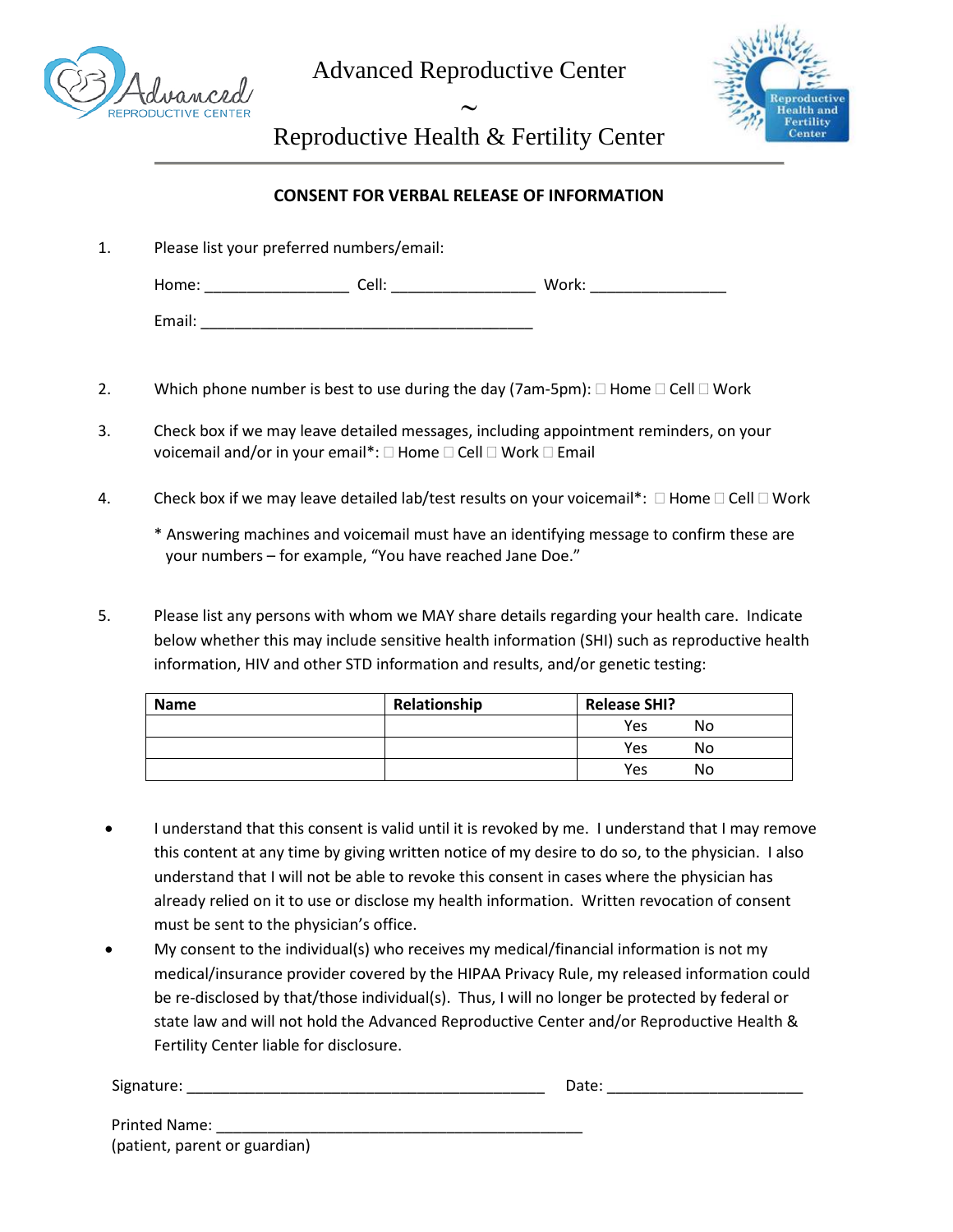Advanced Reproductive Center

~

Reproductive Health & Fertility Center

## CONSENT FOR VERBAL RELEASE OF INFORMATION

1. Please list your preferred numbers/email:

   Home: ________________ Cell: ________________ Work: _______________

   Email: _____________________________________

2. Which phone number is best to use during the day (7am-5pm): ☐ Home ☐ Cell ☐ Work

3. Check box if we may leave detailed messages, including appointment reminders, on your voicemail and/or in your email*: ☐ Home ☐ Cell ☐ Work ☐ Email

4. Check box if we may leave detailed lab/test results on your voicemail*: ☐ Home ☐ Cell ☐ Work

   * Answering machines and voicemail must have an identifying message to confirm these are your numbers – for example, "You have reached Jane Doe."

5. Please list any persons with whom we MAY share details regarding your health care. Indicate below whether this may include sensitive health information (SHI) such as reproductive health information, HIV and other STD information and results, and/or genetic testing:

| Name | Relationship | Release SHI? |
|---|---|---|
| | | Yes No |
| | | Yes No |
| | | Yes No |

- I understand that this consent is valid until it is revoked by me. I understand that I may remove this content at any time by giving written notice of my desire to do so, to the physician. I also understand that I will not be able to revoke this consent in cases where the physician has already relied on it to use or disclose my health information. Written revocation of consent must be sent to the physician's office.
- My consent to the individual(s) who receives my medical/financial information is not my medical/insurance provider covered by the HIPAA Privacy Rule, my released information could be re-disclosed by that/those individual(s). Thus, I will no longer be protected by federal or state law and will not hold the Advanced Reproductive Center and/or Reproductive Health & Fertility Center liable for disclosure.

Signature: ________________________________________ Date: ______________________

Printed Name: ________________________________________
(patient, parent or guardian)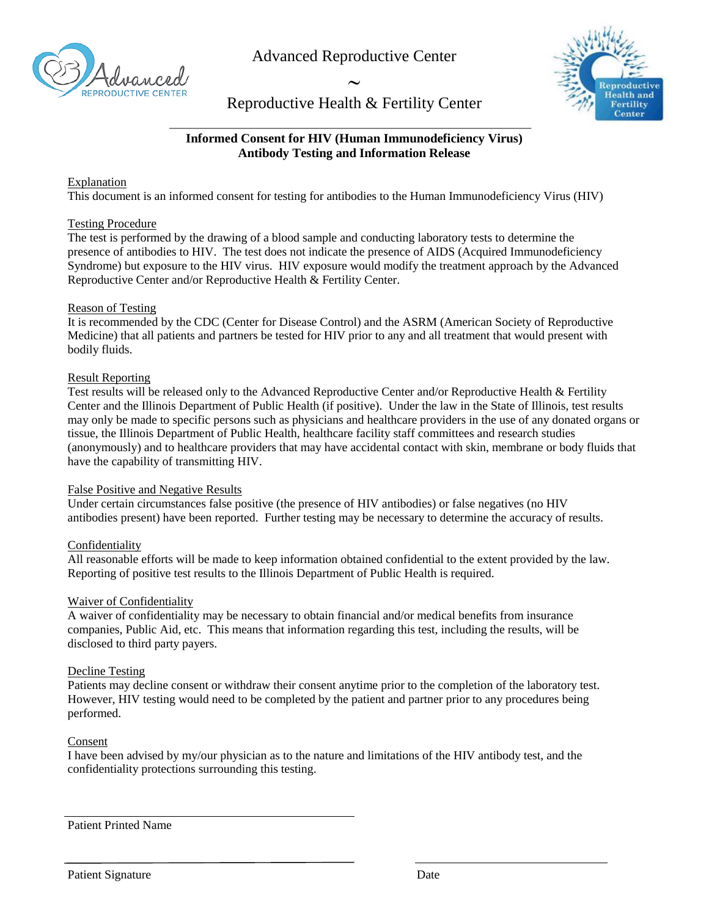Advanced Reproductive Center

~

Reproductive Health & Fertility Center

**Informed Consent for HIV (Human Immunodeficiency Virus) Antibody Testing and Information Release**

Explanation

This document is an informed consent for testing for antibodies to the Human Immunodeficiency Virus (HIV)

Testing Procedure

The test is performed by the drawing of a blood sample and conducting laboratory tests to determine the presence of antibodies to HIV. The test does not indicate the presence of AIDS (Acquired Immunodeficiency Syndrome) but exposure to the HIV virus. HIV exposure would modify the treatment approach by the Advanced Reproductive Center and/or Reproductive Health & Fertility Center.

Reason of Testing

It is recommended by the CDC (Center for Disease Control) and the ASRM (American Society of Reproductive Medicine) that all patients and partners be tested for HIV prior to any and all treatment that would present with bodily fluids.

Result Reporting

Test results will be released only to the Advanced Reproductive Center and/or Reproductive Health & Fertility Center and the Illinois Department of Public Health (if positive). Under the law in the State of Illinois, test results may only be made to specific persons such as physicians and healthcare providers in the use of any donated organs or tissue, the Illinois Department of Public Health, healthcare facility staff committees and research studies (anonymously) and to healthcare providers that may have accidental contact with skin, membrane or body fluids that have the capability of transmitting HIV.

False Positive and Negative Results

Under certain circumstances false positive (the presence of HIV antibodies) or false negatives (no HIV antibodies present) have been reported. Further testing may be necessary to determine the accuracy of results.

Confidentiality

All reasonable efforts will be made to keep information obtained confidential to the extent provided by the law. Reporting of positive test results to the Illinois Department of Public Health is required.

Waiver of Confidentiality

A waiver of confidentiality may be necessary to obtain financial and/or medical benefits from insurance companies, Public Aid, etc. This means that information regarding this test, including the results, will be disclosed to third party payers.

Decline Testing

Patients may decline consent or withdraw their consent anytime prior to the completion of the laboratory test. However, HIV testing would need to be completed by the patient and partner prior to any procedures being performed.

Consent

I have been advised by my/our physician as to the nature and limitations of the HIV antibody test, and the confidentiality protections surrounding this testing.

\_\_\_\_\_\_\_\_\_\_\_\_\_\_\_\_\_\_\_\_\_\_\_\_\_\_\_\_\_\_\_\_\_\_\_\_\_\_\_\_

Patient Printed Name

\_\_\_\_\_\_\_\_\_\_\_\_\_\_\_\_\_\_\_\_\_\_\_\_\_\_\_\_\_\_\_\_\_\_\_\_\_\_\_\_ \_\_\_\_\_\_\_\_\_\_\_\_\_\_\_\_\_\_\_\_\_\_\_\_\_\_

Patient Signature Date